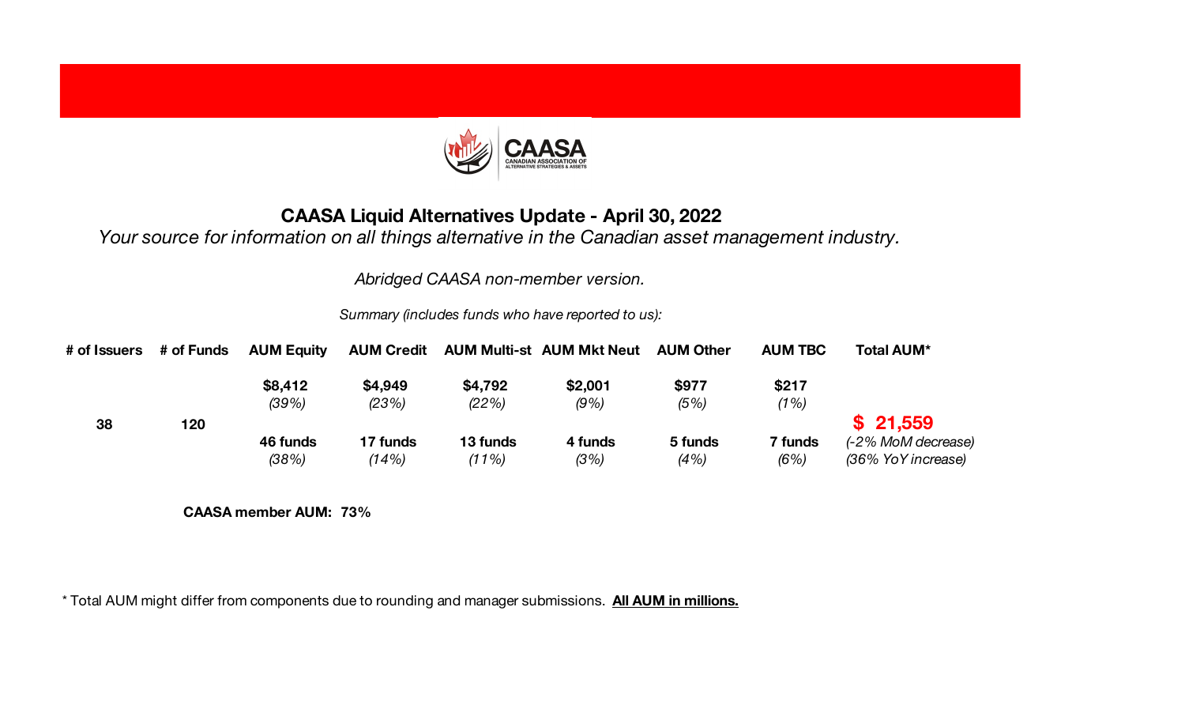# CAASA Liquid Alternatives Update - April 30, 2022

*Your source for information on all things alternative in the Canadian asset management industry.*

*Abridged CAASA non-member version.*

*Summary (includes funds who have reported to us):*

| # of Issuers | # of Funds | AUM Equity | AUM Credit | AUM Multi-st | AUM Mkt Neut | AUM Other | AUM TBC | Total AUM* |
|---|---|---|---|---|---|---|---|---|
| | | **$8,412** *(39%)* | **$4,949** *(23%)* | **$4,792** *(22%)* | **$2,001** *(9%)* | **$977** *(5%)* | **$217** *(1%)* | |
| **38** | **120** | | | | | | | **$ 21,559** |
| | | **46 funds** *(38%)* | **17 funds** *(14%)* | **13 funds** *(11%)* | **4 funds** *(3%)* | **5 funds** *(4%)* | **7 funds** *(6%)* | *(-2% MoM decrease)* *(36% YoY increase)* |

**CAASA member AUM: 73%**

* Total AUM might differ from components due to rounding and manager submissions. **All AUM in millions.**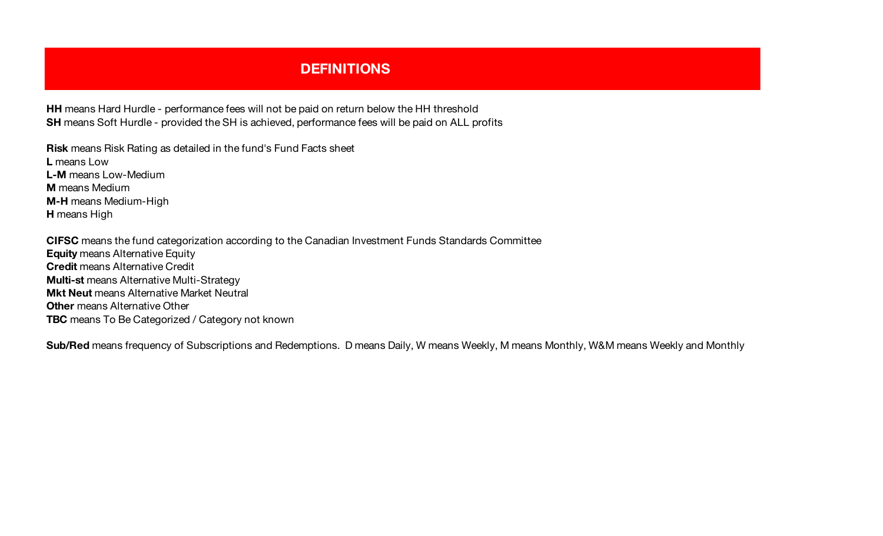# DEFINITIONS

**HH** means Hard Hurdle - performance fees will not be paid on return below the HH threshold
**SH** means Soft Hurdle - provided the SH is achieved, performance fees will be paid on ALL profits

**Risk** means Risk Rating as detailed in the fund's Fund Facts sheet
**L** means Low
**L-M** means Low-Medium
**M** means Medium
**M-H** means Medium-High
**H** means High

**CIFSC** means the fund categorization according to the Canadian Investment Funds Standards Committee
**Equity** means Alternative Equity
**Credit** means Alternative Credit
**Multi-st** means Alternative Multi-Strategy
**Mkt Neut** means Alternative Market Neutral
**Other** means Alternative Other
**TBC** means To Be Categorized / Category not known

**Sub/Red** means frequency of Subscriptions and Redemptions. D means Daily, W means Weekly, M means Monthly, W&M means Weekly and Monthly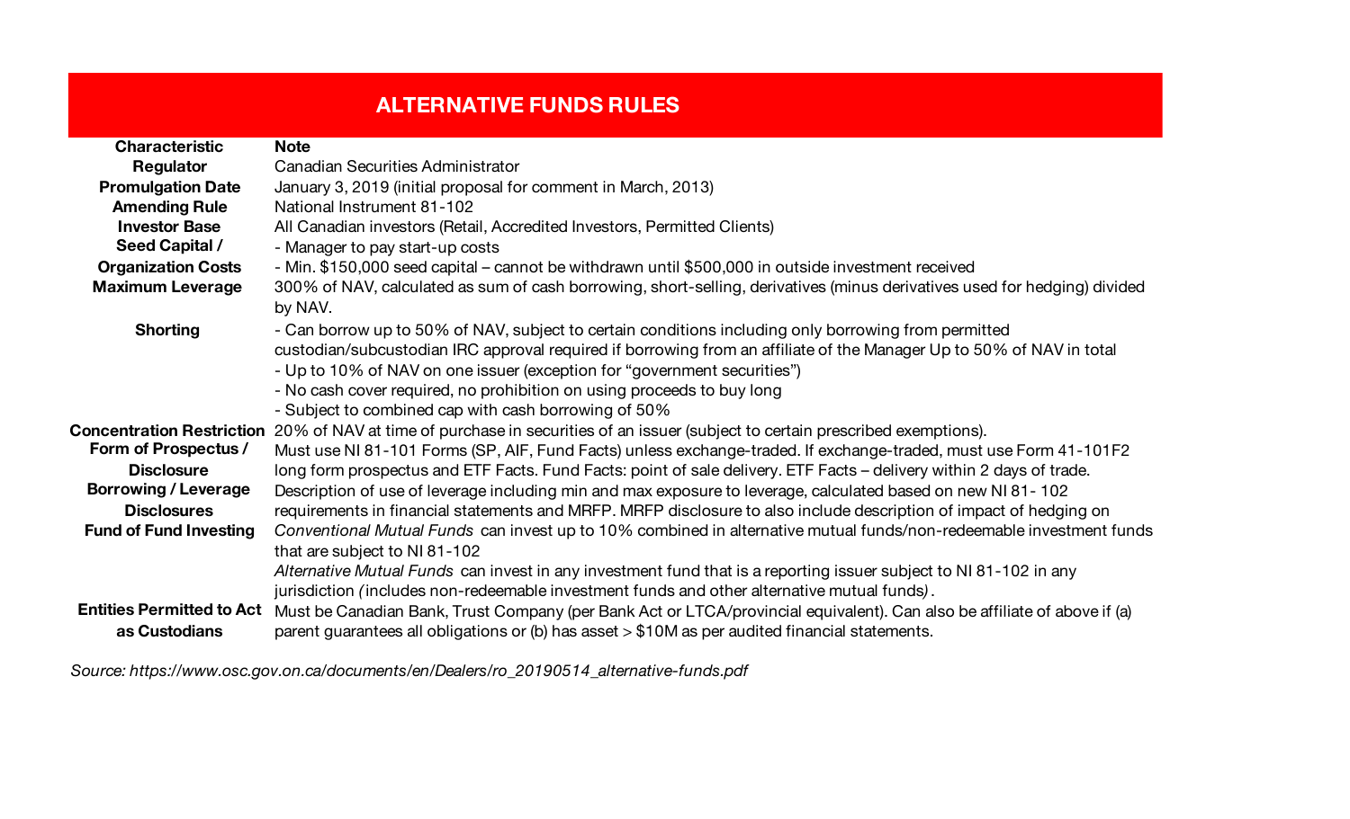## ALTERNATIVE FUNDS RULES

| Characteristic | Note |
|---|---|
| Regulator | Canadian Securities Administrator |
| Promulgation Date | January 3, 2019 (initial proposal for comment in March, 2013) |
| Amending Rule | National Instrument 81-102 |
| Investor Base | All Canadian investors (Retail, Accredited Investors, Permitted Clients) |
| Seed Capital / Organization Costs | - Manager to pay start-up costs<br>- Min. $150,000 seed capital – cannot be withdrawn until $500,000 in outside investment received |
| Maximum Leverage | 300% of NAV, calculated as sum of cash borrowing, short-selling, derivatives (minus derivatives used for hedging) divided by NAV. |
| Shorting | - Can borrow up to 50% of NAV, subject to certain conditions including only borrowing from permitted custodian/subcustodian IRC approval required if borrowing from an affiliate of the Manager Up to 50% of NAV in total<br>- Up to 10% of NAV on one issuer (exception for "government securities")<br>- No cash cover required, no prohibition on using proceeds to buy long<br>- Subject to combined cap with cash borrowing of 50% |
| Concentration Restriction | 20% of NAV at time of purchase in securities of an issuer (subject to certain prescribed exemptions). |
| Form of Prospectus / Disclosure | Must use NI 81-101 Forms (SP, AIF, Fund Facts) unless exchange-traded. If exchange-traded, must use Form 41-101F2 long form prospectus and ETF Facts. Fund Facts: point of sale delivery. ETF Facts – delivery within 2 days of trade. |
| Borrowing / Leverage Disclosures | Description of use of leverage including min and max exposure to leverage, calculated based on new NI 81- 102 requirements in financial statements and MRFP. MRFP disclosure to also include description of impact of hedging on |
| Fund of Fund Investing | *Conventional Mutual Funds* can invest up to 10% combined in alternative mutual funds/non-redeemable investment funds that are subject to NI 81-102<br>*Alternative Mutual Funds* can invest in any investment fund that is a reporting issuer subject to NI 81-102 in any jurisdiction *(*includes non-redeemable investment funds and other alternative mutual funds*)*. |
| Entities Permitted to Act as Custodians | Must be Canadian Bank, Trust Company (per Bank Act or LTCA/provincial equivalent). Can also be affiliate of above if (a) parent guarantees all obligations or (b) has asset > $10M as per audited financial statements. |

*Source: https://www.osc.gov.on.ca/documents/en/Dealers/ro_20190514_alternative-funds.pdf*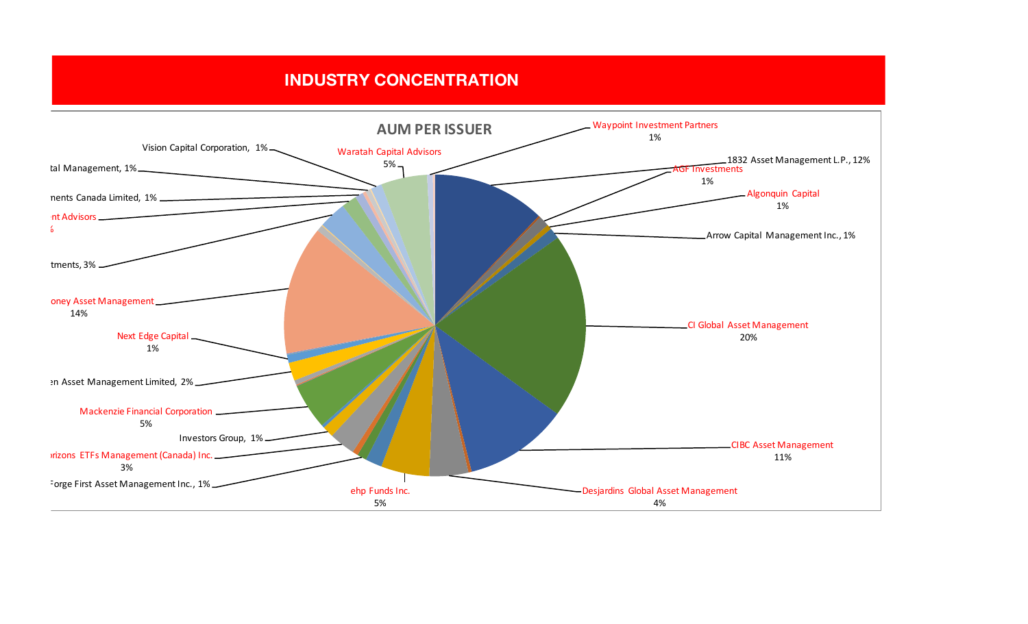## INDUSTRY CONCENTRATION

**AUM PER ISSUER**

- Waypoint Investment Partners 1%
- 1832 Asset Management L.P., 12%
- AGF Investments 1%
- Algonquin Capital 1%
- Arrow Capital Management Inc., 1%
- CI Global Asset Management 20%
- CIBC Asset Management 11%
- Desjardins Global Asset Management 4%
- ehp Funds Inc. 5%
- Forge First Asset Management Inc., 1%
- orizons ETFs Management (Canada) Inc. 3%
- Investors Group, 1%
- Mackenzie Financial Corporation 5%
- en Asset Management Limited, 2%
- Next Edge Capital 1%
- oney Asset Management 14%
- tments, 3%
- nt Advisors %
- nents Canada Limited, 1%
- tal Management, 1%
- Vision Capital Corporation, 1%
- Waratah Capital Advisors 5%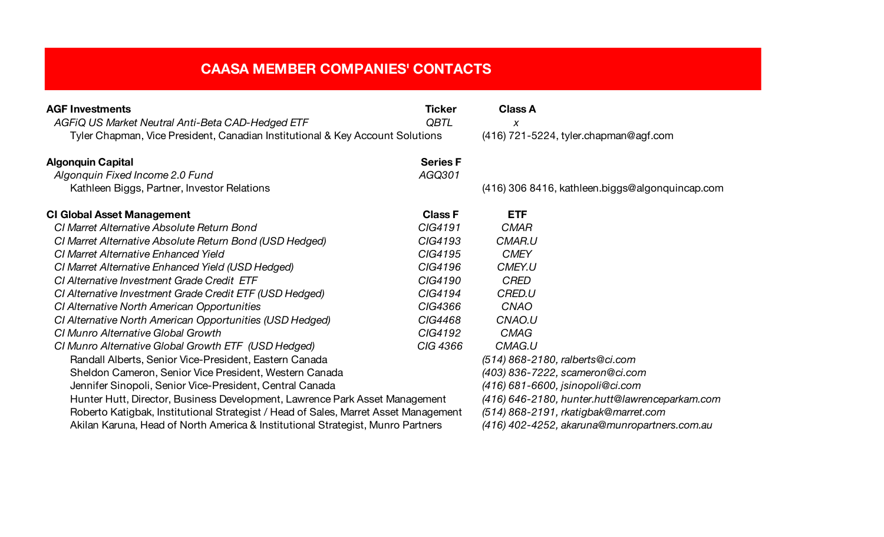# CAASA MEMBER COMPANIES' CONTACTS

| **AGF Investments** | **Ticker** | **Class A** |
|---|---|---|
| *AGFiQ US Market Neutral Anti-Beta CAD-Hedged ETF* | *QBTL* | *x* |
| Tyler Chapman, Vice President, Canadian Institutional & Key Account Solutions | | (416) 721-5224, tyler.chapman@agf.com |

| **Algonquin Capital** | **Series F** | |
|---|---|---|
| *Algonquin Fixed Income 2.0 Fund* | *AGQ301* | |
| Kathleen Biggs, Partner, Investor Relations | | (416) 306 8416, kathleen.biggs@algonquincap.com |

| **CI Global Asset Management** | **Class F** | **ETF** |
|---|---|---|
| *CI Marret Alternative Absolute Return Bond* | *CIG4191* | *CMAR* |
| *CI Marret Alternative Absolute Return Bond (USD Hedged)* | *CIG4193* | *CMAR.U* |
| *CI Marret Alternative Enhanced Yield* | *CIG4195* | *CMEY* |
| *CI Marret Alternative Enhanced Yield (USD Hedged)* | *CIG4196* | *CMEY.U* |
| *CI Alternative Investment Grade Credit ETF* | *CIG4190* | *CRED* |
| *CI Alternative Investment Grade Credit ETF (USD Hedged)* | *CIG4194* | *CRED.U* |
| *CI Alternative North American Opportunities* | *CIG4366* | *CNAO* |
| *CI Alternative North American Opportunities (USD Hedged)* | *CIG4468* | *CNAO.U* |
| *CI Munro Alternative Global Growth* | *CIG4192* | *CMAG* |
| *CI Munro Alternative Global Growth ETF (USD Hedged)* | *CIG 4366* | *CMAG.U* |
| Randall Alberts, Senior Vice-President, Eastern Canada | | *(514) 868-2180, ralberts@ci.com* |
| Sheldon Cameron, Senior Vice President, Western Canada | | *(403) 836-7222, scameron@ci.com* |
| Jennifer Sinopoli, Senior Vice-President, Central Canada | | *(416) 681-6600, jsinopoli@ci.com* |
| Hunter Hutt, Director, Business Development, Lawrence Park Asset Management | | *(416) 646-2180, hunter.hutt@lawrenceparkam.com* |
| Roberto Katigbak, Institutional Strategist / Head of Sales, Marret Asset Management | | *(514) 868-2191, rkatigbak@marret.com* |
| Akilan Karuna, Head of North America & Institutional Strategist, Munro Partners | | *(416) 402-4252, akaruna@munropartners.com.au* |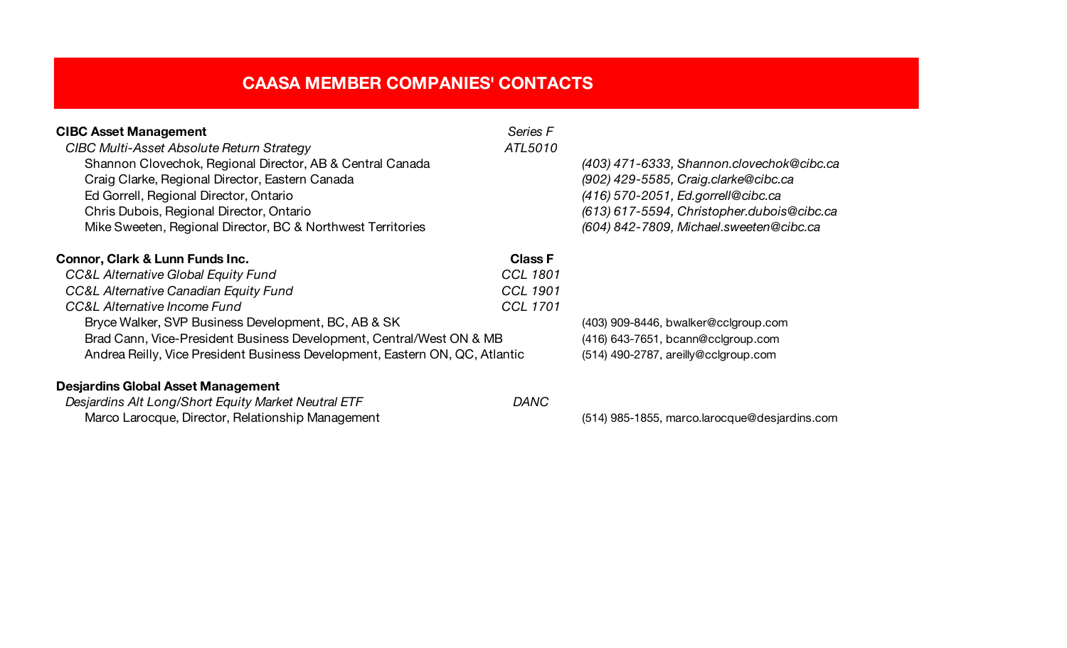# CAASA MEMBER COMPANIES' CONTACTS

| | | |
|---|---|---|
| **CIBC Asset Management** | *Series F* | |
| *CIBC Multi-Asset Absolute Return Strategy* | *ATL5010* | |
| Shannon Clovechok, Regional Director, AB & Central Canada | | *(403) 471-6333, Shannon.clovechok@cibc.ca* |
| Craig Clarke, Regional Director, Eastern Canada | | *(902) 429-5585, Craig.clarke@cibc.ca* |
| Ed Gorrell, Regional Director, Ontario | | *(416) 570-2051, Ed.gorrell@cibc.ca* |
| Chris Dubois, Regional Director, Ontario | | *(613) 617-5594, Christopher.dubois@cibc.ca* |
| Mike Sweeten, Regional Director, BC & Northwest Territories | | *(604) 842-7809, Michael.sweeten@cibc.ca* |
| | | |
| **Connor, Clark & Lunn Funds Inc.** | **Class F** | |
| *CC&L Alternative Global Equity Fund* | *CCL 1801* | |
| *CC&L Alternative Canadian Equity Fund* | *CCL 1901* | |
| *CC&L Alternative Income Fund* | *CCL 1701* | |
| Bryce Walker, SVP Business Development, BC, AB & SK | | (403) 909-8446, bwalker@cclgroup.com |
| Brad Cann, Vice-President Business Development, Central/West ON & MB | | (416) 643-7651, bcann@cclgroup.com |
| Andrea Reilly, Vice President Business Development, Eastern ON, QC, Atlantic | | (514) 490-2787, areilly@cclgroup.com |
| | | |
| **Desjardins Global Asset Management** | | |
| *Desjardins Alt Long/Short Equity Market Neutral ETF* | *DANC* | |
| Marco Larocque, Director, Relationship Management | | (514) 985-1855, marco.larocque@desjardins.com |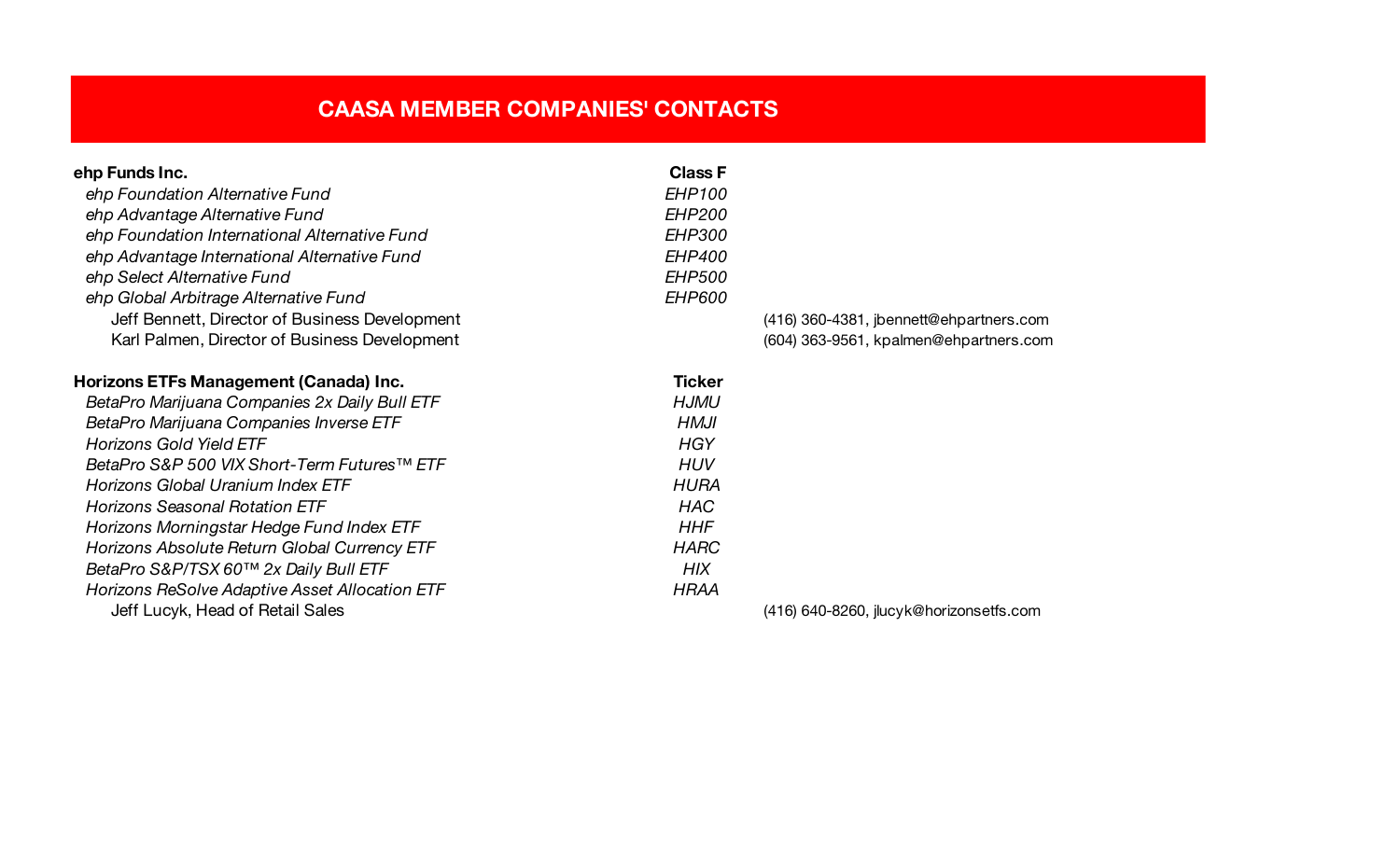# CAASA MEMBER COMPANIES' CONTACTS

| **ehp Funds Inc.** | **Class F** | |
|---|---|---|
| *ehp Foundation Alternative Fund* | *EHP100* | |
| *ehp Advantage Alternative Fund* | *EHP200* | |
| *ehp Foundation International Alternative Fund* | *EHP300* | |
| *ehp Advantage International Alternative Fund* | *EHP400* | |
| *ehp Select Alternative Fund* | *EHP500* | |
| *ehp Global Arbitrage Alternative Fund* | *EHP600* | |
| Jeff Bennett, Director of Business Development | | (416) 360-4381, jbennett@ehpartners.com |
| Karl Palmen, Director of Business Development | | (604) 363-9561, kpalmen@ehpartners.com |

| **Horizons ETFs Management (Canada) Inc.** | **Ticker** | |
|---|---|---|
| *BetaPro Marijuana Companies 2x Daily Bull ETF* | *HJMU* | |
| *BetaPro Marijuana Companies Inverse ETF* | *HMJI* | |
| *Horizons Gold Yield ETF* | *HGY* | |
| *BetaPro S&P 500 VIX Short-Term Futures™ ETF* | *HUV* | |
| *Horizons Global Uranium Index ETF* | *HURA* | |
| *Horizons Seasonal Rotation ETF* | *HAC* | |
| *Horizons Morningstar Hedge Fund Index ETF* | *HHF* | |
| *Horizons Absolute Return Global Currency ETF* | *HARC* | |
| *BetaPro S&P/TSX 60™ 2x Daily Bull ETF* | *HIX* | |
| *Horizons ReSolve Adaptive Asset Allocation ETF* | *HRAA* | |
| Jeff Lucyk, Head of Retail Sales | | (416) 640-8260, jlucyk@horizonsetfs.com |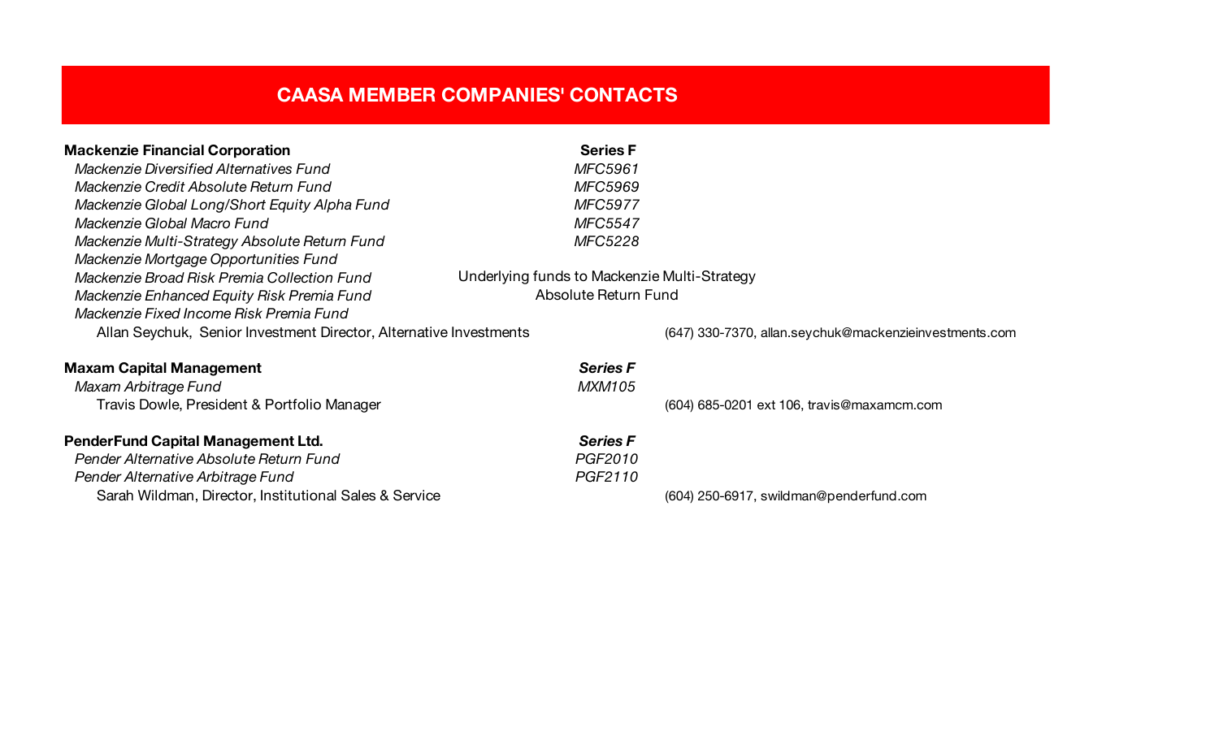## CAASA MEMBER COMPANIES' CONTACTS

| | Series F | |
|---|---|---|
| **Mackenzie Financial Corporation** | **Series F** | |
| *Mackenzie Diversified Alternatives Fund* | *MFC5961* | |
| *Mackenzie Credit Absolute Return Fund* | *MFC5969* | |
| *Mackenzie Global Long/Short Equity Alpha Fund* | *MFC5977* | |
| *Mackenzie Global Macro Fund* | *MFC5547* | |
| *Mackenzie Multi-Strategy Absolute Return Fund* | *MFC5228* | |
| *Mackenzie Mortgage Opportunities Fund* | Underlying funds to Mackenzie Multi-Strategy Absolute Return Fund | |
| *Mackenzie Broad Risk Premia Collection Fund* | | |
| *Mackenzie Enhanced Equity Risk Premia Fund* | | |
| *Mackenzie Fixed Income Risk Premia Fund* | | |
| Allan Seychuk, Senior Investment Director, Alternative Investments | | (647) 330-7370, allan.seychuk@mackenzieinvestments.com |
| | | |
| **Maxam Capital Management** | ***Series F*** | |
| *Maxam Arbitrage Fund* | *MXM105* | |
| Travis Dowle, President & Portfolio Manager | | (604) 685-0201 ext 106, travis@maxamcm.com |
| | | |
| **PenderFund Capital Management Ltd.** | ***Series F*** | |
| *Pender Alternative Absolute Return Fund* | *PGF2010* | |
| *Pender Alternative Arbitrage Fund* | *PGF2110* | |
| Sarah Wildman, Director, Institutional Sales & Service | | (604) 250-6917, swildman@penderfund.com |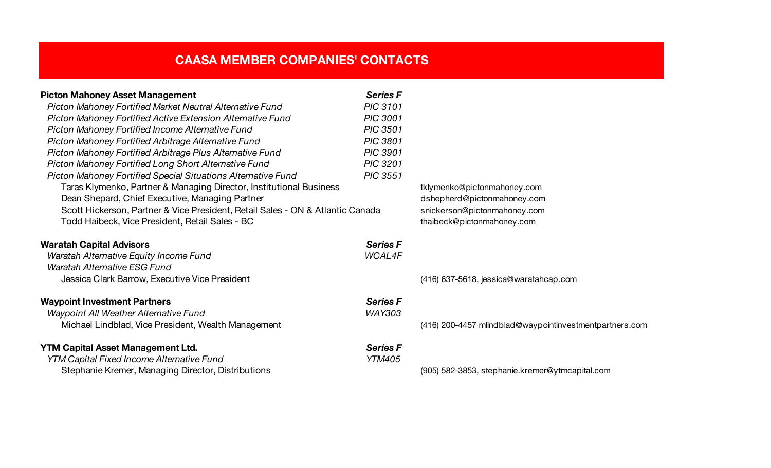# CAASA MEMBER COMPANIES' CONTACTS

| | | |
|---|---|---|
| **Picton Mahoney Asset Management** | ***Series F*** | |
| *Picton Mahoney Fortified Market Neutral Alternative Fund* | *PIC 3101* | |
| *Picton Mahoney Fortified Active Extension Alternative Fund* | *PIC 3001* | |
| *Picton Mahoney Fortified Income Alternative Fund* | *PIC 3501* | |
| *Picton Mahoney Fortified Arbitrage Alternative Fund* | *PIC 3801* | |
| *Picton Mahoney Fortified Arbitrage Plus Alternative Fund* | *PIC 3901* | |
| *Picton Mahoney Fortified Long Short Alternative Fund* | *PIC 3201* | |
| *Picton Mahoney Fortified Special Situations Alternative Fund* | *PIC 3551* | |
| Taras Klymenko, Partner & Managing Director, Institutional Business | | tklymenko@pictonmahoney.com |
| Dean Shepard, Chief Executive, Managing Partner | | dshepherd@pictonmahoney.com |
| Scott Hickerson, Partner & Vice President, Retail Sales - ON & Atlantic Canada | | snickerson@pictonmahoney.com |
| Todd Haibeck, Vice President, Retail Sales - BC | | thaibeck@pictonmahoney.com |
| | | |
| **Waratah Capital Advisors** | ***Series F*** | |
| *Waratah Alternative Equity Income Fund* | *WCAL4F* | |
| *Waratah Alternative ESG Fund* | | |
| Jessica Clark Barrow, Executive Vice President | | (416) 637-5618, jessica@waratahcap.com |
| | | |
| **Waypoint Investment Partners** | ***Series F*** | |
| *Waypoint All Weather Alternative Fund* | *WAY303* | |
| Michael Lindblad, Vice President, Wealth Management | | (416) 200-4457 mlindblad@waypointinvestmentpartners.com |
| | | |
| **YTM Capital Asset Management Ltd.** | ***Series F*** | |
| *YTM Capital Fixed Income Alternative Fund* | *YTM405* | |
| Stephanie Kremer, Managing Director, Distributions | | (905) 582-3853, stephanie.kremer@ytmcapital.com |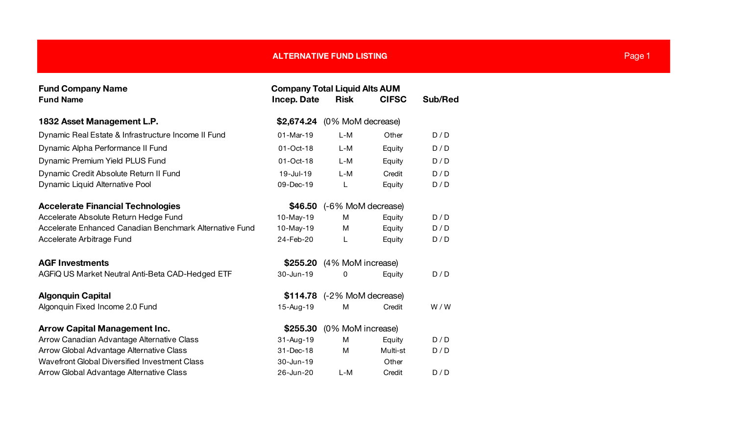## ALTERNATIVE FUND LISTING

| Fund Company Name / Fund Name | Company Total Liquid Alts AUM / Incep. Date | Risk | CIFSC | Sub/Red |
|---|---|---|---|---|
| **1832 Asset Management L.P.** | **$2,674.24** (0% MoM decrease) | | | |
| Dynamic Real Estate & Infrastructure Income II Fund | 01-Mar-19 | L-M | Other | D / D |
| Dynamic Alpha Performance II Fund | 01-Oct-18 | L-M | Equity | D / D |
| Dynamic Premium Yield PLUS Fund | 01-Oct-18 | L-M | Equity | D / D |
| Dynamic Credit Absolute Return II Fund | 19-Jul-19 | L-M | Credit | D / D |
| Dynamic Liquid Alternative Pool | 09-Dec-19 | L | Equity | D / D |
| **Accelerate Financial Technologies** | **$46.50** (-6% MoM decrease) | | | |
| Accelerate Absolute Return Hedge Fund | 10-May-19 | M | Equity | D / D |
| Accelerate Enhanced Canadian Benchmark Alternative Fund | 10-May-19 | M | Equity | D / D |
| Accelerate Arbitrage Fund | 24-Feb-20 | L | Equity | D / D |
| **AGF Investments** | **$255.20** (4% MoM increase) | | | |
| AGFiQ US Market Neutral Anti-Beta CAD-Hedged ETF | 30-Jun-19 | 0 | Equity | D / D |
| **Algonquin Capital** | **$114.78** (-2% MoM decrease) | | | |
| Algonquin Fixed Income 2.0 Fund | 15-Aug-19 | M | Credit | W / W |
| **Arrow Capital Management Inc.** | **$255.30** (0% MoM increase) | | | |
| Arrow Canadian Advantage Alternative Class | 31-Aug-19 | M | Equity | D / D |
| Arrow Global Advantage Alternative Class | 31-Dec-18 | M | Multi-st | D / D |
| Wavefront Global Diversified Investment Class | 30-Jun-19 | | Other | |
| Arrow Global Advantage Alternative Class | 26-Jun-20 | L-M | Credit | D / D |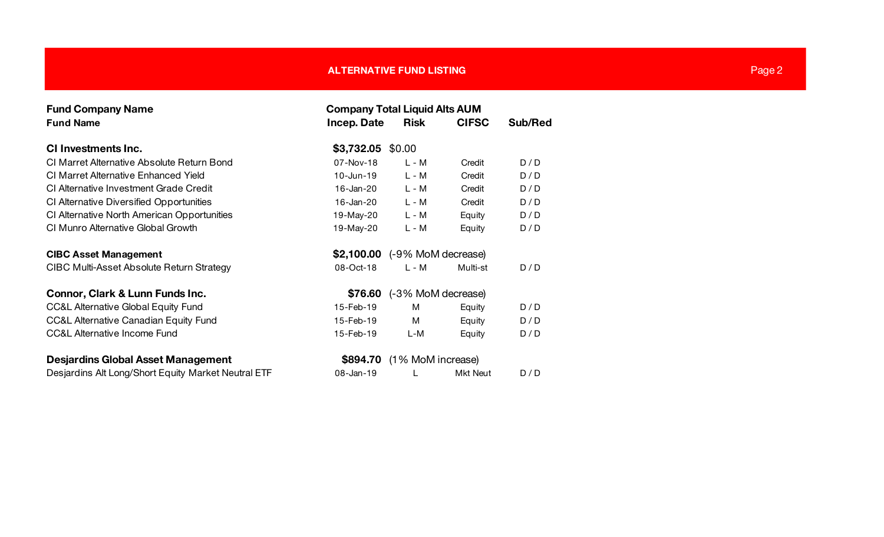## ALTERNATIVE FUND LISTING

| Fund Company Name / Fund Name | Company Total Liquid Alts AUM / Incep. Date | Risk | CIFSC | Sub/Red |
|---|---|---|---|---|
| **CI Investments Inc.** | **$3,732.05** | $0.00 | | |
| CI Marret Alternative Absolute Return Bond | 07-Nov-18 | L - M | Credit | D / D |
| CI Marret Alternative Enhanced Yield | 10-Jun-19 | L - M | Credit | D / D |
| CI Alternative Investment Grade Credit | 16-Jan-20 | L - M | Credit | D / D |
| CI Alternative Diversified Opportunities | 16-Jan-20 | L - M | Credit | D / D |
| CI Alternative North American Opportunities | 19-May-20 | L - M | Equity | D / D |
| CI Munro Alternative Global Growth | 19-May-20 | L - M | Equity | D / D |
| **CIBC Asset Management** | **$2,100.00** | (-9% MoM decrease) | | |
| CIBC Multi-Asset Absolute Return Strategy | 08-Oct-18 | L - M | Multi-st | D / D |
| **Connor, Clark & Lunn Funds Inc.** | **$76.60** | (-3% MoM decrease) | | |
| CC&L Alternative Global Equity Fund | 15-Feb-19 | M | Equity | D / D |
| CC&L Alternative Canadian Equity Fund | 15-Feb-19 | M | Equity | D / D |
| CC&L Alternative Income Fund | 15-Feb-19 | L-M | Equity | D / D |
| **Desjardins Global Asset Management** | **$894.70** | (1% MoM increase) | | |
| Desjardins Alt Long/Short Equity Market Neutral ETF | 08-Jan-19 | L | Mkt Neut | D / D |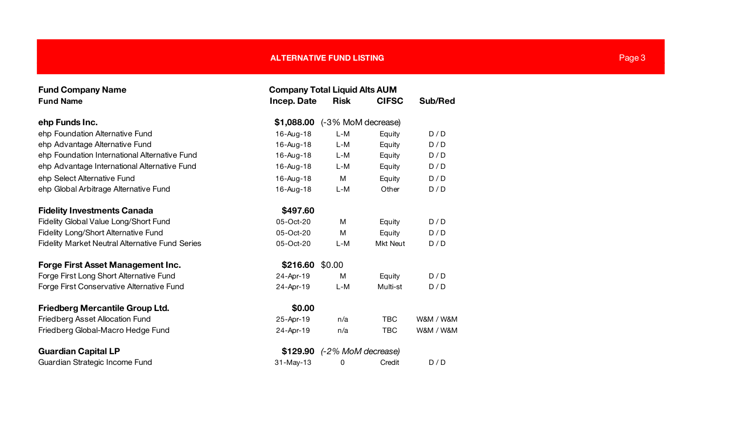## ALTERNATIVE FUND LISTING

| Fund Company Name / Fund Name | Company Total Liquid Alts AUM / Incep. Date | Risk | CIFSC | Sub/Red |
|---|---|---|---|---|
| **ehp Funds Inc.** | **$1,088.00** | (-3% MoM decrease) | | |
| ehp Foundation Alternative Fund | 16-Aug-18 | L-M | Equity | D / D |
| ehp Advantage Alternative Fund | 16-Aug-18 | L-M | Equity | D / D |
| ehp Foundation International Alternative Fund | 16-Aug-18 | L-M | Equity | D / D |
| ehp Advantage International Alternative Fund | 16-Aug-18 | L-M | Equity | D / D |
| ehp Select Alternative Fund | 16-Aug-18 | M | Equity | D / D |
| ehp Global Arbitrage Alternative Fund | 16-Aug-18 | L-M | Other | D / D |
| **Fidelity Investments Canada** | **$497.60** | | | |
| Fidelity Global Value Long/Short Fund | 05-Oct-20 | M | Equity | D / D |
| Fidelity Long/Short Alternative Fund | 05-Oct-20 | M | Equity | D / D |
| Fidelity Market Neutral Alternative Fund Series | 05-Oct-20 | L-M | Mkt Neut | D / D |
| **Forge First Asset Management Inc.** | **$216.60** | $0.00 | | |
| Forge First Long Short Alternative Fund | 24-Apr-19 | M | Equity | D / D |
| Forge First Conservative Alternative Fund | 24-Apr-19 | L-M | Multi-st | D / D |
| **Friedberg Mercantile Group Ltd.** | **$0.00** | | | |
| Friedberg Asset Allocation Fund | 25-Apr-19 | n/a | TBC | W&M / W&M |
| Friedberg Global-Macro Hedge Fund | 24-Apr-19 | n/a | TBC | W&M / W&M |
| **Guardian Capital LP** | **$129.90** | *(-2% MoM decrease)* | | |
| Guardian Strategic Income Fund | 31-May-13 | 0 | Credit | D / D |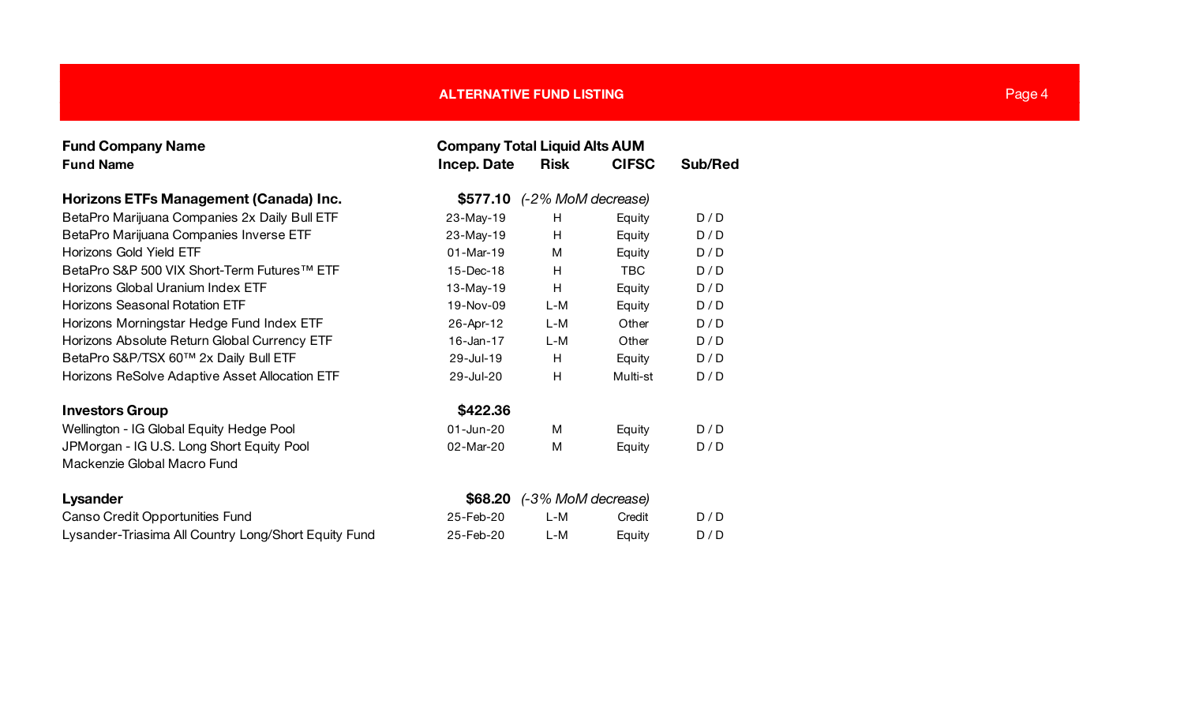## ALTERNATIVE FUND LISTING

| Fund Company Name / Fund Name | Company Total Liquid Alts AUM / Incep. Date | Risk | CIFSC | Sub/Red |
|---|---|---|---|---|
| **Horizons ETFs Management (Canada) Inc.** | **$577.10** | *(-2% MoM decrease)* | | |
| BetaPro Marijuana Companies 2x Daily Bull ETF | 23-May-19 | H | Equity | D / D |
| BetaPro Marijuana Companies Inverse ETF | 23-May-19 | H | Equity | D / D |
| Horizons Gold Yield ETF | 01-Mar-19 | M | Equity | D / D |
| BetaPro S&P 500 VIX Short-Term Futures™ ETF | 15-Dec-18 | H | TBC | D / D |
| Horizons Global Uranium Index ETF | 13-May-19 | H | Equity | D / D |
| Horizons Seasonal Rotation ETF | 19-Nov-09 | L-M | Equity | D / D |
| Horizons Morningstar Hedge Fund Index ETF | 26-Apr-12 | L-M | Other | D / D |
| Horizons Absolute Return Global Currency ETF | 16-Jan-17 | L-M | Other | D / D |
| BetaPro S&P/TSX 60™ 2x Daily Bull ETF | 29-Jul-19 | H | Equity | D / D |
| Horizons ReSolve Adaptive Asset Allocation ETF | 29-Jul-20 | H | Multi-st | D / D |
| **Investors Group** | **$422.36** | | | |
| Wellington - IG Global Equity Hedge Pool | 01-Jun-20 | M | Equity | D / D |
| JPMorgan - IG U.S. Long Short Equity Pool | 02-Mar-20 | M | Equity | D / D |
| Mackenzie Global Macro Fund | | | | |
| **Lysander** | **$68.20** | *(-3% MoM decrease)* | | |
| Canso Credit Opportunities Fund | 25-Feb-20 | L-M | Credit | D / D |
| Lysander-Triasima All Country Long/Short Equity Fund | 25-Feb-20 | L-M | Equity | D / D |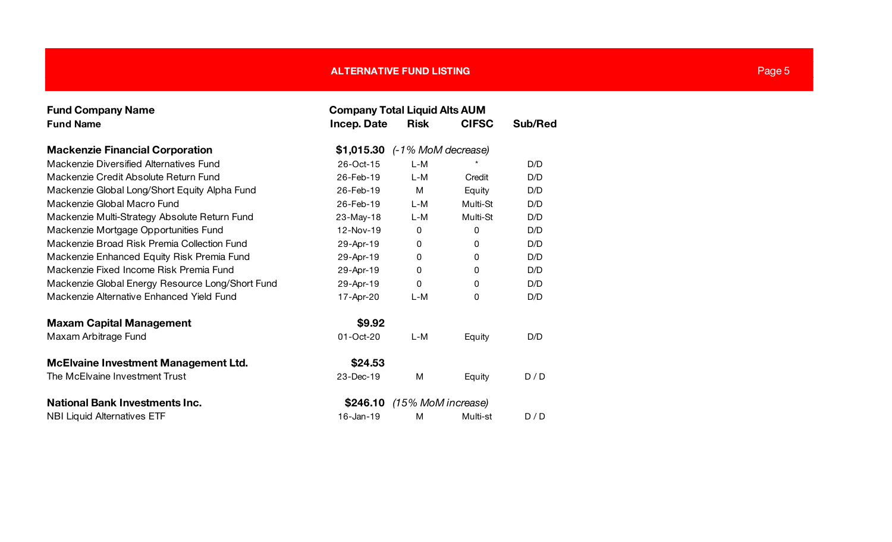## ALTERNATIVE FUND LISTING

| Fund Company Name / Fund Name | Company Total Liquid Alts AUM / Incep. Date | Risk | CIFSC | Sub/Red |
|---|---|---|---|---|
| **Mackenzie Financial Corporation** | **$1,015.30** *(-1% MoM decrease)* | | | |
| Mackenzie Diversified Alternatives Fund | 26-Oct-15 | L-M | * | D/D |
| Mackenzie Credit Absolute Return Fund | 26-Feb-19 | L-M | Credit | D/D |
| Mackenzie Global Long/Short Equity Alpha Fund | 26-Feb-19 | M | Equity | D/D |
| Mackenzie Global Macro Fund | 26-Feb-19 | L-M | Multi-St | D/D |
| Mackenzie Multi-Strategy Absolute Return Fund | 23-May-18 | L-M | Multi-St | D/D |
| Mackenzie Mortgage Opportunities Fund | 12-Nov-19 | 0 | 0 | D/D |
| Mackenzie Broad Risk Premia Collection Fund | 29-Apr-19 | 0 | 0 | D/D |
| Mackenzie Enhanced Equity Risk Premia Fund | 29-Apr-19 | 0 | 0 | D/D |
| Mackenzie Fixed Income Risk Premia Fund | 29-Apr-19 | 0 | 0 | D/D |
| Mackenzie Global Energy Resource Long/Short Fund | 29-Apr-19 | 0 | 0 | D/D |
| Mackenzie Alternative Enhanced Yield Fund | 17-Apr-20 | L-M | 0 | D/D |
| **Maxam Capital Management** | **$9.92** | | | |
| Maxam Arbitrage Fund | 01-Oct-20 | L-M | Equity | D/D |
| **McElvaine Investment Management Ltd.** | **$24.53** | | | |
| The McElvaine Investment Trust | 23-Dec-19 | M | Equity | D / D |
| **National Bank Investments Inc.** | **$246.10** *(15% MoM increase)* | | | |
| NBI Liquid Alternatives ETF | 16-Jan-19 | M | Multi-st | D / D |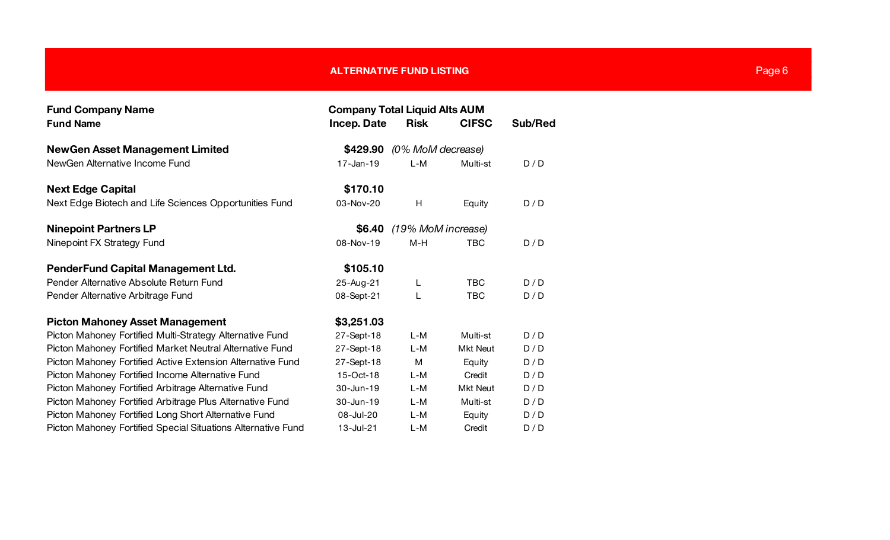## ALTERNATIVE FUND LISTING

| Fund Company Name<br>Fund Name | Company Total Liquid Alts AUM<br>Incep. Date | Risk | CIFSC | Sub/Red |
|---|---|---|---|---|
| **NewGen Asset Management Limited** | **$429.90** *(0% MoM decrease)* | | | |
| NewGen Alternative Income Fund | 17-Jan-19 | L-M | Multi-st | D / D |
| **Next Edge Capital** | **$170.10** | | | |
| Next Edge Biotech and Life Sciences Opportunities Fund | 03-Nov-20 | H | Equity | D / D |
| **Ninepoint Partners LP** | **$6.40** *(19% MoM increase)* | | | |
| Ninepoint FX Strategy Fund | 08-Nov-19 | M-H | TBC | D / D |
| **PenderFund Capital Management Ltd.** | **$105.10** | | | |
| Pender Alternative Absolute Return Fund | 25-Aug-21 | L | TBC | D / D |
| Pender Alternative Arbitrage Fund | 08-Sept-21 | L | TBC | D / D |
| **Picton Mahoney Asset Management** | **$3,251.03** | | | |
| Picton Mahoney Fortified Multi-Strategy Alternative Fund | 27-Sept-18 | L-M | Multi-st | D / D |
| Picton Mahoney Fortified Market Neutral Alternative Fund | 27-Sept-18 | L-M | Mkt Neut | D / D |
| Picton Mahoney Fortified Active Extension Alternative Fund | 27-Sept-18 | M | Equity | D / D |
| Picton Mahoney Fortified Income Alternative Fund | 15-Oct-18 | L-M | Credit | D / D |
| Picton Mahoney Fortified Arbitrage Alternative Fund | 30-Jun-19 | L-M | Mkt Neut | D / D |
| Picton Mahoney Fortified Arbitrage Plus Alternative Fund | 30-Jun-19 | L-M | Multi-st | D / D |
| Picton Mahoney Fortified Long Short Alternative Fund | 08-Jul-20 | L-M | Equity | D / D |
| Picton Mahoney Fortified Special Situations Alternative Fund | 13-Jul-21 | L-M | Credit | D / D |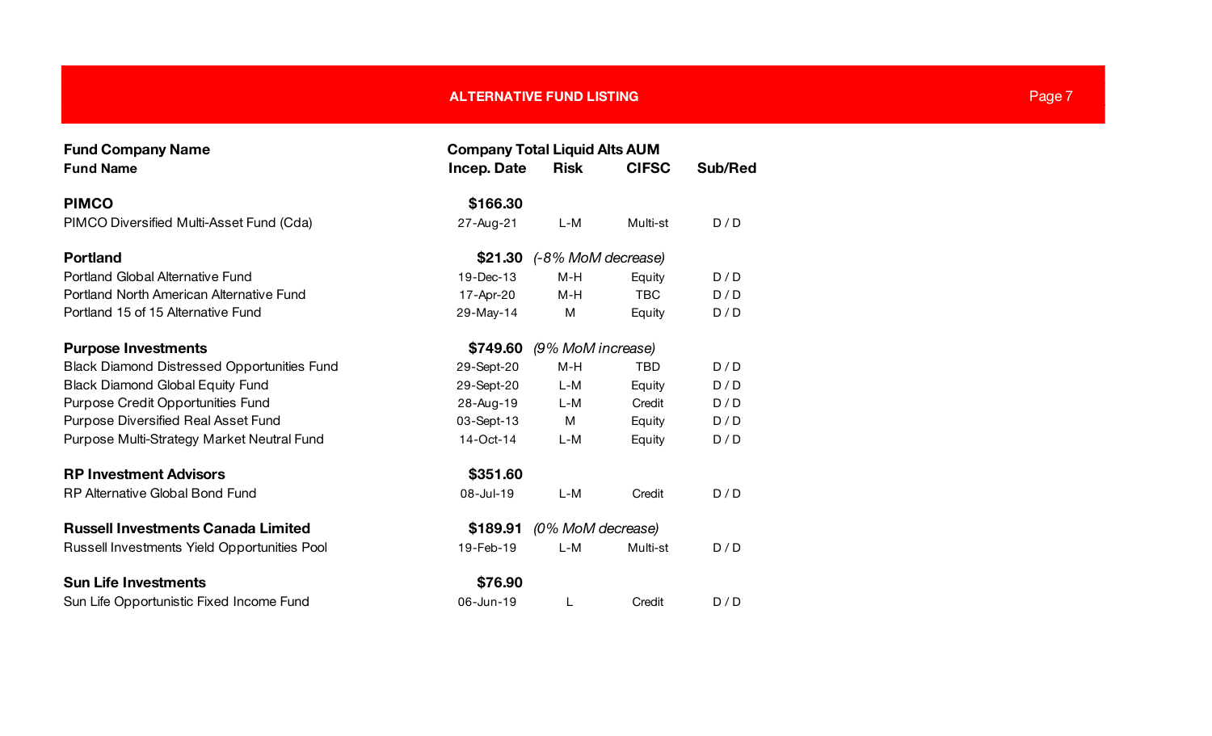## ALTERNATIVE FUND LISTING

| Fund Company Name / Fund Name | Company Total Liquid Alts AUM / Incep. Date | Risk | CIFSC | Sub/Red |
|---|---|---|---|---|
| **PIMCO** | **$166.30** | | | |
| PIMCO Diversified Multi-Asset Fund (Cda) | 27-Aug-21 | L-M | Multi-st | D / D |
| **Portland** | **$21.30** | *(-8% MoM decrease)* | | |
| Portland Global Alternative Fund | 19-Dec-13 | M-H | Equity | D / D |
| Portland North American Alternative Fund | 17-Apr-20 | M-H | TBC | D / D |
| Portland 15 of 15 Alternative Fund | 29-May-14 | M | Equity | D / D |
| **Purpose Investments** | **$749.60** | *(9% MoM increase)* | | |
| Black Diamond Distressed Opportunities Fund | 29-Sept-20 | M-H | TBD | D / D |
| Black Diamond Global Equity Fund | 29-Sept-20 | L-M | Equity | D / D |
| Purpose Credit Opportunities Fund | 28-Aug-19 | L-M | Credit | D / D |
| Purpose Diversified Real Asset Fund | 03-Sept-13 | M | Equity | D / D |
| Purpose Multi-Strategy Market Neutral Fund | 14-Oct-14 | L-M | Equity | D / D |
| **RP Investment Advisors** | **$351.60** | | | |
| RP Alternative Global Bond Fund | 08-Jul-19 | L-M | Credit | D / D |
| **Russell Investments Canada Limited** | **$189.91** | *(0% MoM decrease)* | | |
| Russell Investments Yield Opportunities Pool | 19-Feb-19 | L-M | Multi-st | D / D |
| **Sun Life Investments** | **$76.90** | | | |
| Sun Life Opportunistic Fixed Income Fund | 06-Jun-19 | L | Credit | D / D |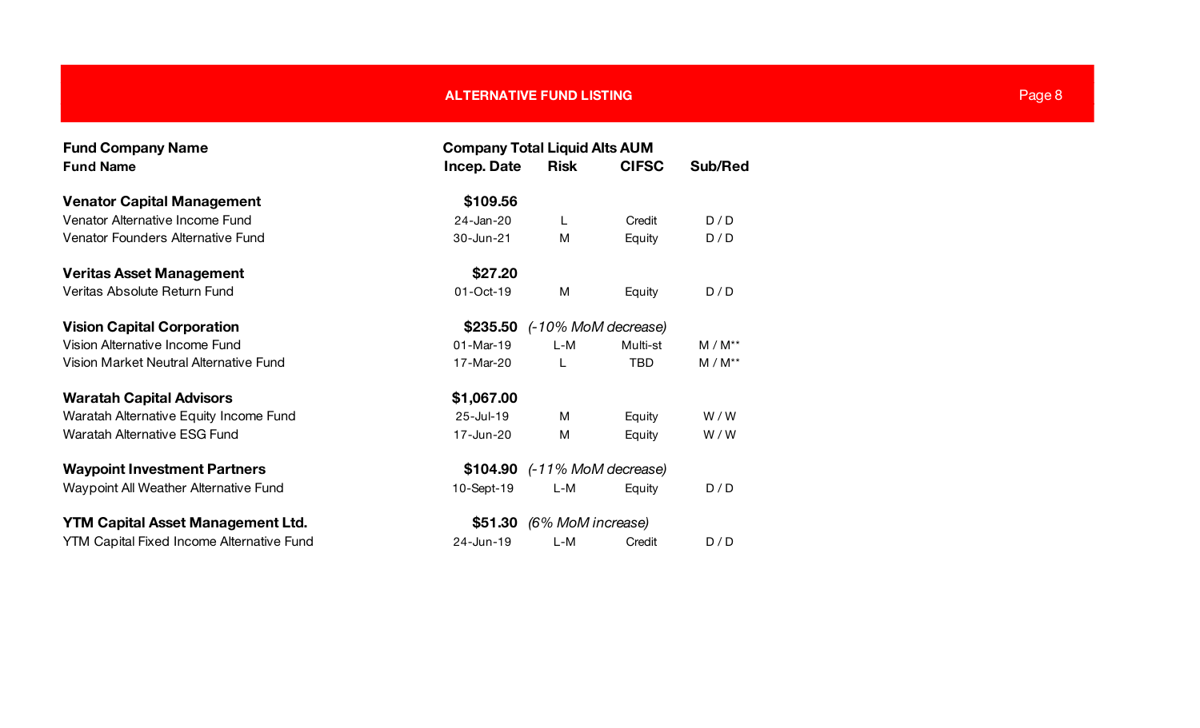## ALTERNATIVE FUND LISTING

| **Fund Company Name** / **Fund Name** | **Company Total Liquid Alts AUM** / **Incep. Date** | **Risk** | **CIFSC** | **Sub/Red** |
|---|---|---|---|---|
| **Venator Capital Management** | **$109.56** | | | |
| Venator Alternative Income Fund | 24-Jan-20 | L | Credit | D / D |
| Venator Founders Alternative Fund | 30-Jun-21 | M | Equity | D / D |
| **Veritas Asset Management** | **$27.20** | | | |
| Veritas Absolute Return Fund | 01-Oct-19 | M | Equity | D / D |
| **Vision Capital Corporation** | **$235.50** *(-10% MoM decrease)* | | | |
| Vision Alternative Income Fund | 01-Mar-19 | L-M | Multi-st | M / M** |
| Vision Market Neutral Alternative Fund | 17-Mar-20 | L | TBD | M / M** |
| **Waratah Capital Advisors** | **$1,067.00** | | | |
| Waratah Alternative Equity Income Fund | 25-Jul-19 | M | Equity | W / W |
| Waratah Alternative ESG Fund | 17-Jun-20 | M | Equity | W / W |
| **Waypoint Investment Partners** | **$104.90** *(-11% MoM decrease)* | | | |
| Waypoint All Weather Alternative Fund | 10-Sept-19 | L-M | Equity | D / D |
| **YTM Capital Asset Management Ltd.** | **$51.30** *(6% MoM increase)* | | | |
| YTM Capital Fixed Income Alternative Fund | 24-Jun-19 | L-M | Credit | D / D |